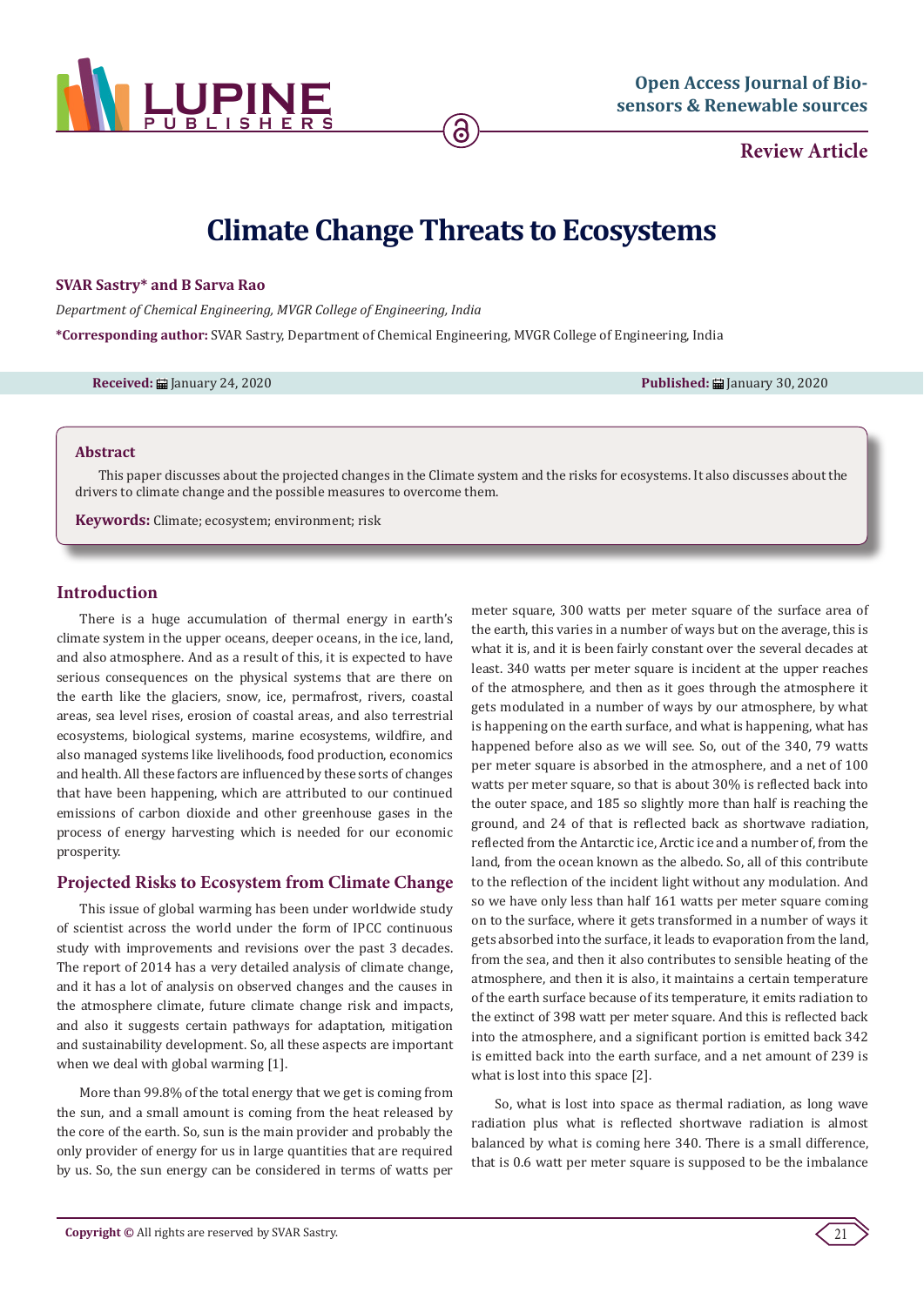Review Article

# Climate Change Threats to Ecosystems

**SVAR Sastry\* and B Sarva Rao**

*Department of Chemical Engineering, MVGR College of Engineering, India*

**\*Corresponding author:** SVAR Sastry, Department of Chemical Engineering, MVGR College of Engineering, India

**Received:** January 24, 2020 **Published:** January 30, 2020

## Abstract

This paper discusses about the projected changes in the Climate system and the risks for ecosystems. It also discusses about the drivers to climate change and the possible measures to overcome them.

**Keywords:** Climate; ecosystem; environment; risk

## Introduction

There is a huge accumulation of thermal energy in earth's climate system in the upper oceans, deeper oceans, in the ice, land, and also atmosphere. And as a result of this, it is expected to have serious consequences on the physical systems that are there on the earth like the glaciers, snow, ice, permafrost, rivers, coastal areas, sea level rises, erosion of coastal areas, and also terrestrial ecosystems, biological systems, marine ecosystems, wildfire, and also managed systems like livelihoods, food production, economics and health. All these factors are influenced by these sorts of changes that have been happening, which are attributed to our continued emissions of carbon dioxide and other greenhouse gases in the process of energy harvesting which is needed for our economic prosperity.

## Projected Risks to Ecosystem from Climate Change

This issue of global warming has been under worldwide study of scientist across the world under the form of IPCC continuous study with improvements and revisions over the past 3 decades. The report of 2014 has a very detailed analysis of climate change, and it has a lot of analysis on observed changes and the causes in the atmosphere climate, future climate change risk and impacts, and also it suggests certain pathways for adaptation, mitigation and sustainability development. So, all these aspects are important when we deal with global warming [1].

More than 99.8% of the total energy that we get is coming from the sun, and a small amount is coming from the heat released by the core of the earth. So, sun is the main provider and probably the only provider of energy for us in large quantities that are required by us. So, the sun energy can be considered in terms of watts per meter square, 300 watts per meter square of the surface area of the earth, this varies in a number of ways but on the average, this is what it is, and it is been fairly constant over the several decades at least. 340 watts per meter square is incident at the upper reaches of the atmosphere, and then as it goes through the atmosphere it gets modulated in a number of ways by our atmosphere, by what is happening on the earth surface, and what is happening, what has happened before also as we will see. So, out of the 340, 79 watts per meter square is absorbed in the atmosphere, and a net of 100 watts per meter square, so that is about 30% is reflected back into the outer space, and 185 so slightly more than half is reaching the ground, and 24 of that is reflected back as shortwave radiation, reflected from the Antarctic ice, Arctic ice and a number of, from the land, from the ocean known as the albedo. So, all of this contribute to the reflection of the incident light without any modulation. And so we have only less than half 161 watts per meter square coming on to the surface, where it gets transformed in a number of ways it gets absorbed into the surface, it leads to evaporation from the land, from the sea, and then it also contributes to sensible heating of the atmosphere, and then it is also, it maintains a certain temperature of the earth surface because of its temperature, it emits radiation to the extinct of 398 watt per meter square. And this is reflected back into the atmosphere, and a significant portion is emitted back 342 is emitted back into the earth surface, and a net amount of 239 is what is lost into this space [2].

So, what is lost into space as thermal radiation, as long wave radiation plus what is reflected shortwave radiation is almost balanced by what is coming here 340. There is a small difference, that is 0.6 watt per meter square is supposed to be the imbalance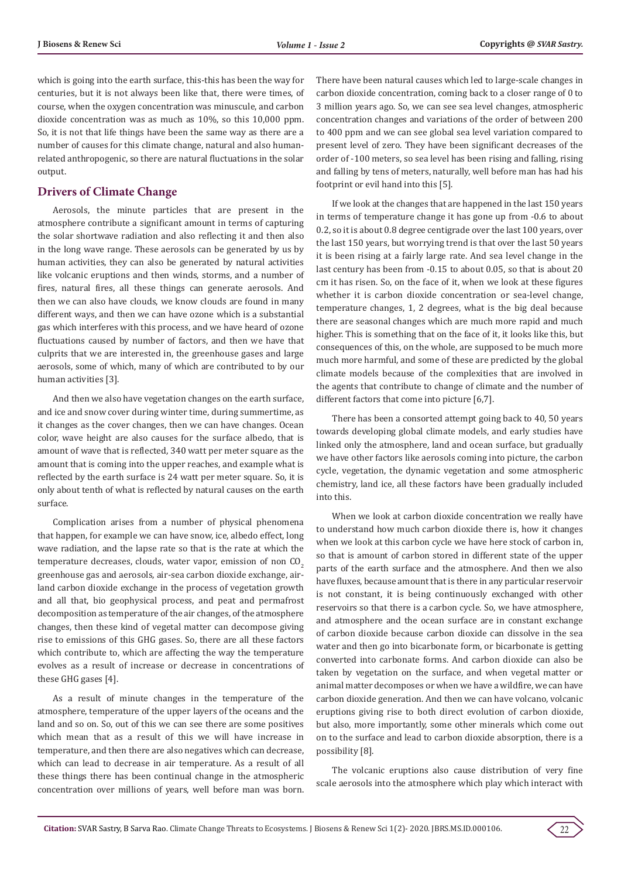which is going into the earth surface, this-this has been the way for centuries, but it is not always been like that, there were times, of course, when the oxygen concentration was minuscule, and carbon dioxide concentration was as much as 10%, so this 10,000 ppm. So, it is not that life things have been the same way as there are a number of causes for this climate change, natural and also human-related anthropogenic, so there are natural fluctuations in the solar output.

## Drivers of Climate Change

Aerosols, the minute particles that are present in the atmosphere contribute a significant amount in terms of capturing the solar shortwave radiation and also reflecting it and then also in the long wave range. These aerosols can be generated by us by human activities, they can also be generated by natural activities like volcanic eruptions and then winds, storms, and a number of fires, natural fires, all these things can generate aerosols. And then we can also have clouds, we know clouds are found in many different ways, and then we can have ozone which is a substantial gas which interferes with this process, and we have heard of ozone fluctuations caused by number of factors, and then we have that culprits that we are interested in, the greenhouse gases and large aerosols, some of which, many of which are contributed to by our human activities [3].

And then we also have vegetation changes on the earth surface, and ice and snow cover during winter time, during summertime, as it changes as the cover changes, then we can have changes. Ocean color, wave height are also causes for the surface albedo, that is amount of wave that is reflected, 340 watt per meter square as the amount that is coming into the upper reaches, and example what is reflected by the earth surface is 24 watt per meter square. So, it is only about tenth of what is reflected by natural causes on the earth surface.

Complication arises from a number of physical phenomena that happen, for example we can have snow, ice, albedo effect, long wave radiation, and the lapse rate so that is the rate at which the temperature decreases, clouds, water vapor, emission of non $CO_2$ greenhouse gas and aerosols, air-sea carbon dioxide exchange, air-land carbon dioxide exchange in the process of vegetation growth and all that, bio geophysical process, and peat and permafrost decomposition as temperature of the air changes, of the atmosphere changes, then these kind of vegetal matter can decompose giving rise to emissions of this GHG gases. So, there are all these factors which contribute to, which are affecting the way the temperature evolves as a result of increase or decrease in concentrations of these GHG gases [4].

As a result of minute changes in the temperature of the atmosphere, temperature of the upper layers of the oceans and the land and so on. So, out of this we can see there are some positives which mean that as a result of this we will have increase in temperature, and then there are also negatives which can decrease, which can lead to decrease in air temperature. As a result of all these things there has been continual change in the atmospheric concentration over millions of years, well before man was born. There have been natural causes which led to large-scale changes in carbon dioxide concentration, coming back to a closer range of 0 to 3 million years ago. So, we can see sea level changes, atmospheric concentration changes and variations of the order of between 200 to 400 ppm and we can see global sea level variation compared to present level of zero. They have been significant decreases of the order of -100 meters, so sea level has been rising and falling, rising and falling by tens of meters, naturally, well before man has had his footprint or evil hand into this [5].

If we look at the changes that are happened in the last 150 years in terms of temperature change it has gone up from -0.6 to about 0.2, so it is about 0.8 degree centigrade over the last 100 years, over the last 150 years, but worrying trend is that over the last 50 years it is been rising at a fairly large rate. And sea level change in the last century has been from -0.15 to about 0.05, so that is about 20 cm it has risen. So, on the face of it, when we look at these figures whether it is carbon dioxide concentration or sea-level change, temperature changes, 1, 2 degrees, what is the big deal because there are seasonal changes which are much more rapid and much higher. This is something that on the face of it, it looks like this, but consequences of this, on the whole, are supposed to be much more much more harmful, and some of these are predicted by the global climate models because of the complexities that are involved in the agents that contribute to change of climate and the number of different factors that come into picture [6,7].

There has been a consorted attempt going back to 40, 50 years towards developing global climate models, and early studies have linked only the atmosphere, land and ocean surface, but gradually we have other factors like aerosols coming into picture, the carbon cycle, vegetation, the dynamic vegetation and some atmospheric chemistry, land ice, all these factors have been gradually included into this.

When we look at carbon dioxide concentration we really have to understand how much carbon dioxide there is, how it changes when we look at this carbon cycle we have here stock of carbon in, so that is amount of carbon stored in different state of the upper parts of the earth surface and the atmosphere. And then we also have fluxes, because amount that is there in any particular reservoir is not constant, it is being continuously exchanged with other reservoirs so that there is a carbon cycle. So, we have atmosphere, and atmosphere and the ocean surface are in constant exchange of carbon dioxide because carbon dioxide can dissolve in the sea water and then go into bicarbonate form, or bicarbonate is getting converted into carbonate forms. And carbon dioxide can also be taken by vegetation on the surface, and when vegetal matter or animal matter decomposes or when we have a wildfire, we can have carbon dioxide generation. And then we can have volcano, volcanic eruptions giving rise to both direct evolution of carbon dioxide, but also, more importantly, some other minerals which come out on to the surface and lead to carbon dioxide absorption, there is a possibility [8].

The volcanic eruptions also cause distribution of very fine scale aerosols into the atmosphere which play which interact with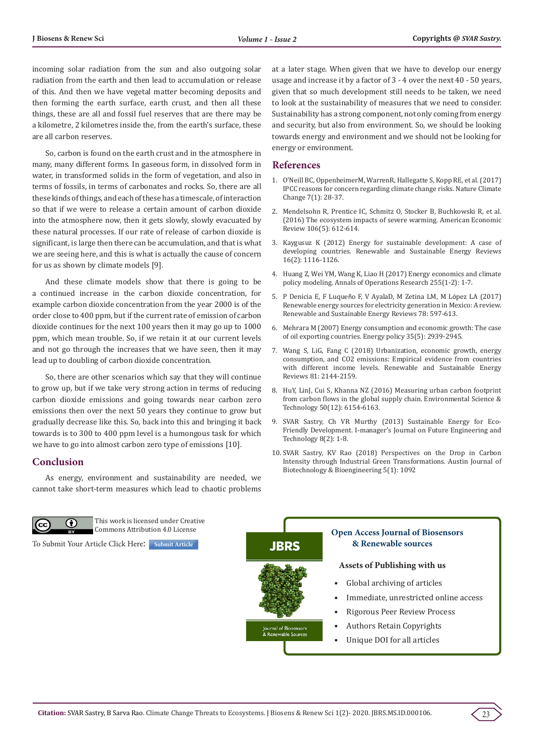incoming solar radiation from the sun and also outgoing solar radiation from the earth and then lead to accumulation or release of this. And then we have vegetal matter becoming deposits and then forming the earth surface, earth crust, and then all these things, these are all and fossil fuel reserves that are there may be a kilometre, 2 kilometres inside the, from the earth's surface, these are all carbon reserves.

So, carbon is found on the earth crust and in the atmosphere in many, many different forms. In gaseous form, in dissolved form in water, in transformed solids in the form of vegetation, and also in terms of fossils, in terms of carbonates and rocks. So, there are all these kinds of things, and each of these has a timescale, of interaction so that if we were to release a certain amount of carbon dioxide into the atmosphere now, then it gets slowly, slowly evacuated by these natural processes. If our rate of release of carbon dioxide is significant, is large then there can be accumulation, and that is what we are seeing here, and this is what is actually the cause of concern for us as shown by climate models [9].

And these climate models show that there is going to be a continued increase in the carbon dioxide concentration, for example carbon dioxide concentration from the year 2000 is of the order close to 400 ppm, but if the current rate of emission of carbon dioxide continues for the next 100 years then it may go up to 1000 ppm, which mean trouble. So, if we retain it at our current levels and not go through the increases that we have seen, then it may lead up to doubling of carbon dioxide concentration.

So, there are other scenarios which say that they will continue to grow up, but if we take very strong action in terms of reducing carbon dioxide emissions and going towards near carbon zero emissions then over the next 50 years they continue to grow but gradually decrease like this. So, back into this and bringing it back towards is to 300 to 400 ppm level is a humongous task for which we have to go into almost carbon zero type of emissions [10].

## Conclusion

As energy, environment and sustainability are needed, we cannot take short-term measures which lead to chaotic problems at a later stage. When given that we have to develop our energy usage and increase it by a factor of 3 - 4 over the next 40 - 50 years, given that so much development still needs to be taken, we need to look at the sustainability of measures that we need to consider. Sustainability has a strong component, not only coming from energy and security, but also from environment. So, we should be looking towards energy and environment and we should not be looking for energy or environment.

## References

1. O'Neill BC, OppenheimerM, WarrenR, Hallegatte S, Kopp RE, et al. (2017) IPCC reasons for concern regarding climate change risks. Nature Climate Change 7(1): 28-37.
2. Mendelsohn R, Prentice IC, Schmitz O, Stocker B, Buchkowski R, et al. (2016) The ecosystem impacts of severe warming. American Economic Review 106(5): 612-614.
3. Kaygusuz K (2012) Energy for sustainable development: A case of developing countries. Renewable and Sustainable Energy Reviews 16(2): 1116-1126.
4. Huang Z, Wei YM, Wang K, Liao H (2017) Energy economics and climate policy modeling. Annals of Operations Research 255(1-2): 1-7.
5. P Denicia E, F Luqueño F, V AyalaD, M Zetina LM, M López LA (2017) Renewable energy sources for electricity generation in Mexico: A review. Renewable and Sustainable Energy Reviews 78: 597-613.
6. Mehrara M (2007) Energy consumption and economic growth: The case of oil exporting countries. Energy policy 35(5): 2939-2945.
7. Wang S, LiG, Fang C (2018) Urbanization, economic growth, energy consumption, and CO2 emissions: Empirical evidence from countries with different income levels. Renewable and Sustainable Energy Reviews 81: 2144-2159.
8. HuY, LinJ, Cui S, Khanna NZ (2016) Measuring urban carbon footprint from carbon flows in the global supply chain. Environmental Science & Technology 50(12): 6154-6163.
9. SVAR Sastry, Ch VR Murthy (2013) Sustainable Energy for Eco-Friendly Development. I-manager's Journal on Future Engineering and Technology 8(2): 1-8.
10. SVAR Sastry, KV Rao (2018) Perspectives on the Drop in Carbon Intensity through Industrial Green Transformations. Austin Journal of Biotechnology & Bioengineering 5(1): 1092

This work is licensed under Creative Commons Attribution 4.0 License

To Submit Your Article Click Here: Submit Article

**Open Access Journal of Biosensors & Renewable sources**

**Assets of Publishing with us**

- Global archiving of articles
- Immediate, unrestricted online access
- Rigorous Peer Review Process
- Authors Retain Copyrights
- Unique DOI for all articles

**Citation:** SVAR Sastry, B Sarva Rao. Climate Change Threats to Ecosystems. J Biosens & Renew Sci 1(2)- 2020. JBRS.MS.ID.000106.